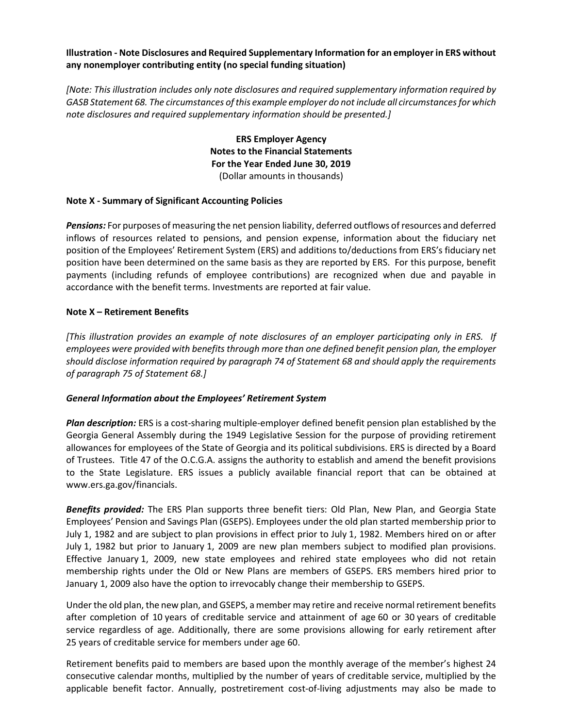**Illustration - Note Disclosures and Required Supplementary Information for an employer in ERS without any nonemployer contributing entity (no special funding situation)**

*[Note: This illustration includes only note disclosures and required supplementary information required by GASB Statement 68. The circumstances of this example employer do not include all circumstances for which note disclosures and required supplementary information should be presented.]*

**ERS Employer Agency**
**Notes to the Financial Statements**
**For the Year Ended June 30, 2019**
(Dollar amounts in thousands)

**Note X - Summary of Significant Accounting Policies**

***Pensions:*** For purposes of measuring the net pension liability, deferred outflows of resources and deferred inflows of resources related to pensions, and pension expense, information about the fiduciary net position of the Employees' Retirement System (ERS) and additions to/deductions from ERS's fiduciary net position have been determined on the same basis as they are reported by ERS. For this purpose, benefit payments (including refunds of employee contributions) are recognized when due and payable in accordance with the benefit terms. Investments are reported at fair value.

**Note X – Retirement Benefits**

*[This illustration provides an example of note disclosures of an employer participating only in ERS. If employees were provided with benefits through more than one defined benefit pension plan, the employer should disclose information required by paragraph 74 of Statement 68 and should apply the requirements of paragraph 75 of Statement 68.]*

***General Information about the Employees' Retirement System***

***Plan description:*** ERS is a cost-sharing multiple-employer defined benefit pension plan established by the Georgia General Assembly during the 1949 Legislative Session for the purpose of providing retirement allowances for employees of the State of Georgia and its political subdivisions. ERS is directed by a Board of Trustees. Title 47 of the O.C.G.A. assigns the authority to establish and amend the benefit provisions to the State Legislature. ERS issues a publicly available financial report that can be obtained at www.ers.ga.gov/financials.

***Benefits provided:*** The ERS Plan supports three benefit tiers: Old Plan, New Plan, and Georgia State Employees' Pension and Savings Plan (GSEPS). Employees under the old plan started membership prior to July 1, 1982 and are subject to plan provisions in effect prior to July 1, 1982. Members hired on or after July 1, 1982 but prior to January 1, 2009 are new plan members subject to modified plan provisions. Effective January 1, 2009, new state employees and rehired state employees who did not retain membership rights under the Old or New Plans are members of GSEPS. ERS members hired prior to January 1, 2009 also have the option to irrevocably change their membership to GSEPS.

Under the old plan, the new plan, and GSEPS, a member may retire and receive normal retirement benefits after completion of 10 years of creditable service and attainment of age 60 or 30 years of creditable service regardless of age. Additionally, there are some provisions allowing for early retirement after 25 years of creditable service for members under age 60.

Retirement benefits paid to members are based upon the monthly average of the member's highest 24 consecutive calendar months, multiplied by the number of years of creditable service, multiplied by the applicable benefit factor. Annually, postretirement cost-of-living adjustments may also be made to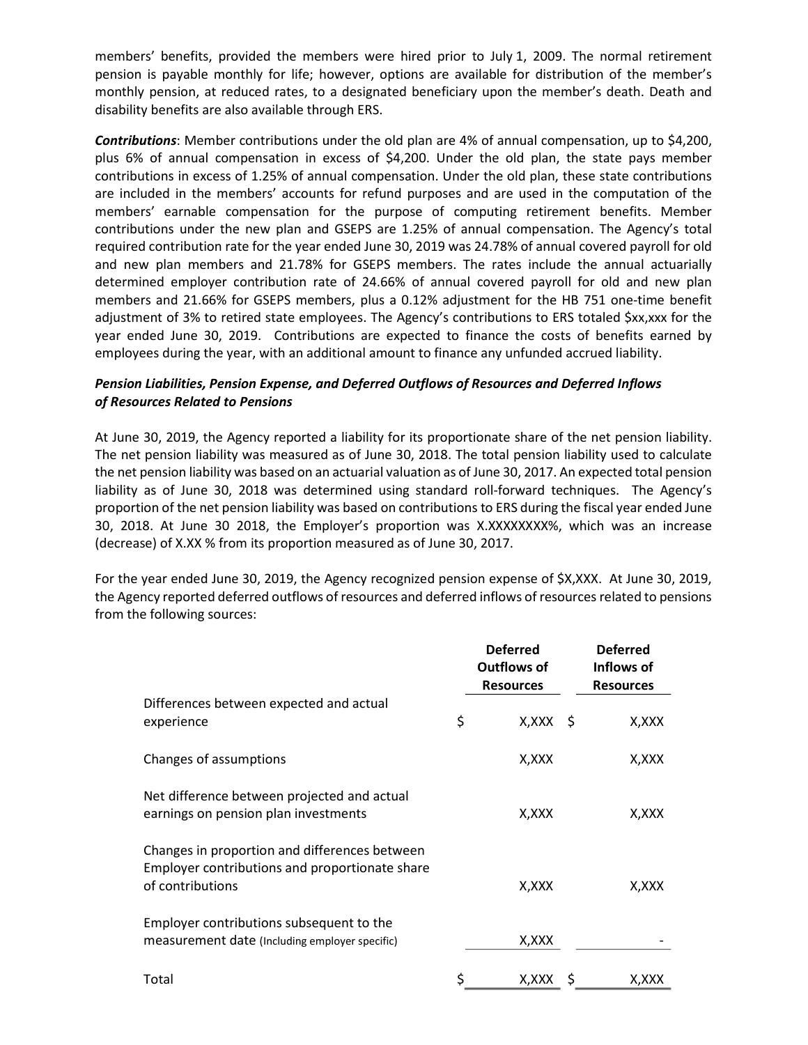members' benefits, provided the members were hired prior to July 1, 2009. The normal retirement pension is payable monthly for life; however, options are available for distribution of the member's monthly pension, at reduced rates, to a designated beneficiary upon the member's death. Death and disability benefits are also available through ERS.

***Contributions***: Member contributions under the old plan are 4% of annual compensation, up to $4,200, plus 6% of annual compensation in excess of $4,200. Under the old plan, the state pays member contributions in excess of 1.25% of annual compensation. Under the old plan, these state contributions are included in the members' accounts for refund purposes and are used in the computation of the members' earnable compensation for the purpose of computing retirement benefits. Member contributions under the new plan and GSEPS are 1.25% of annual compensation. The Agency's total required contribution rate for the year ended June 30, 2019 was 24.78% of annual covered payroll for old and new plan members and 21.78% for GSEPS members. The rates include the annual actuarially determined employer contribution rate of 24.66% of annual covered payroll for old and new plan members and 21.66% for GSEPS members, plus a 0.12% adjustment for the HB 751 one-time benefit adjustment of 3% to retired state employees. The Agency's contributions to ERS totaled $xx,xxx for the year ended June 30, 2019. Contributions are expected to finance the costs of benefits earned by employees during the year, with an additional amount to finance any unfunded accrued liability.

***Pension Liabilities, Pension Expense, and Deferred Outflows of Resources and Deferred Inflows of Resources Related to Pensions***

At June 30, 2019, the Agency reported a liability for its proportionate share of the net pension liability. The net pension liability was measured as of June 30, 2018. The total pension liability used to calculate the net pension liability was based on an actuarial valuation as of June 30, 2017. An expected total pension liability as of June 30, 2018 was determined using standard roll-forward techniques. The Agency's proportion of the net pension liability was based on contributions to ERS during the fiscal year ended June 30, 2018. At June 30 2018, the Employer's proportion was X.XXXXXXXX%, which was an increase (decrease) of X.XX % from its proportion measured as of June 30, 2017.

For the year ended June 30, 2019, the Agency recognized pension expense of $X,XXX. At June 30, 2019, the Agency reported deferred outflows of resources and deferred inflows of resources related to pensions from the following sources:

| | Deferred Outflows of Resources | Deferred Inflows of Resources |
|---|---|---|
| Differences between expected and actual experience | $ X,XXX | $ X,XXX |
| Changes of assumptions | X,XXX | X,XXX |
| Net difference between projected and actual earnings on pension plan investments | X,XXX | X,XXX |
| Changes in proportion and differences between Employer contributions and proportionate share of contributions | X,XXX | X,XXX |
| Employer contributions subsequent to the measurement date (Including employer specific) | X,XXX | - |
| Total | $ X,XXX | $ X,XXX |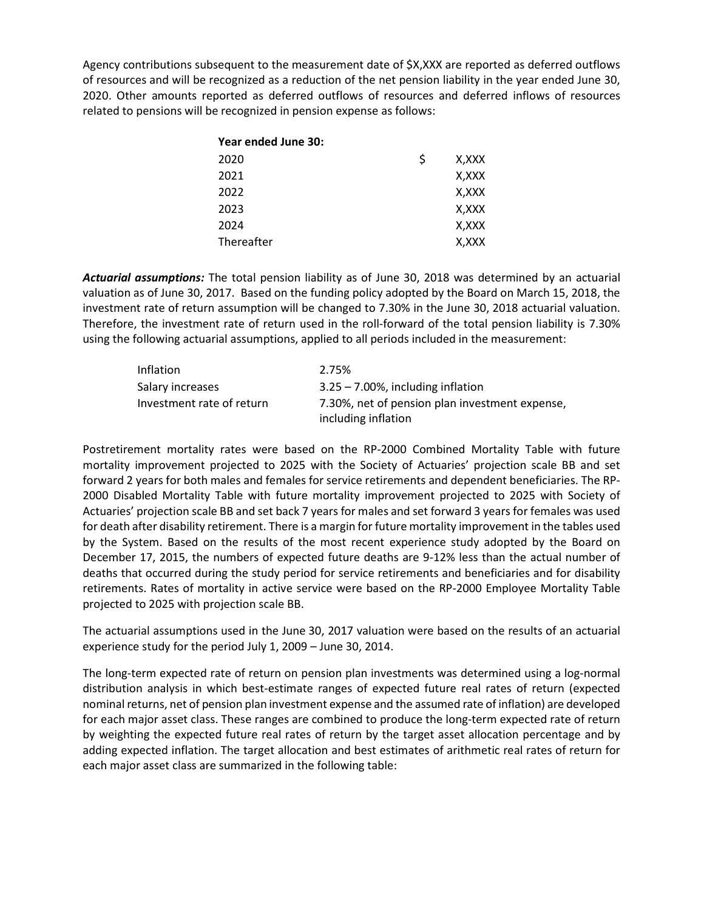Agency contributions subsequent to the measurement date of $X,XXX are reported as deferred outflows of resources and will be recognized as a reduction of the net pension liability in the year ended June 30, 2020. Other amounts reported as deferred outflows of resources and deferred inflows of resources related to pensions will be recognized in pension expense as follows:

| **Year ended June 30:** | | |
|---|---|---|
| 2020 | $ | X,XXX |
| 2021 | | X,XXX |
| 2022 | | X,XXX |
| 2023 | | X,XXX |
| 2024 | | X,XXX |
| Thereafter | | X,XXX |

***Actuarial assumptions:*** The total pension liability as of June 30, 2018 was determined by an actuarial valuation as of June 30, 2017. Based on the funding policy adopted by the Board on March 15, 2018, the investment rate of return assumption will be changed to 7.30% in the June 30, 2018 actuarial valuation. Therefore, the investment rate of return used in the roll-forward of the total pension liability is 7.30% using the following actuarial assumptions, applied to all periods included in the measurement:

| | |
|---|---|
| Inflation | 2.75% |
| Salary increases | 3.25 – 7.00%, including inflation |
| Investment rate of return | 7.30%, net of pension plan investment expense, including inflation |

Postretirement mortality rates were based on the RP-2000 Combined Mortality Table with future mortality improvement projected to 2025 with the Society of Actuaries' projection scale BB and set forward 2 years for both males and females for service retirements and dependent beneficiaries. The RP-2000 Disabled Mortality Table with future mortality improvement projected to 2025 with Society of Actuaries' projection scale BB and set back 7 years for males and set forward 3 years for females was used for death after disability retirement. There is a margin for future mortality improvement in the tables used by the System. Based on the results of the most recent experience study adopted by the Board on December 17, 2015, the numbers of expected future deaths are 9-12% less than the actual number of deaths that occurred during the study period for service retirements and beneficiaries and for disability retirements. Rates of mortality in active service were based on the RP-2000 Employee Mortality Table projected to 2025 with projection scale BB.

The actuarial assumptions used in the June 30, 2017 valuation were based on the results of an actuarial experience study for the period July 1, 2009 – June 30, 2014.

The long-term expected rate of return on pension plan investments was determined using a log-normal distribution analysis in which best-estimate ranges of expected future real rates of return (expected nominal returns, net of pension plan investment expense and the assumed rate of inflation) are developed for each major asset class. These ranges are combined to produce the long-term expected rate of return by weighting the expected future real rates of return by the target asset allocation percentage and by adding expected inflation. The target allocation and best estimates of arithmetic real rates of return for each major asset class are summarized in the following table: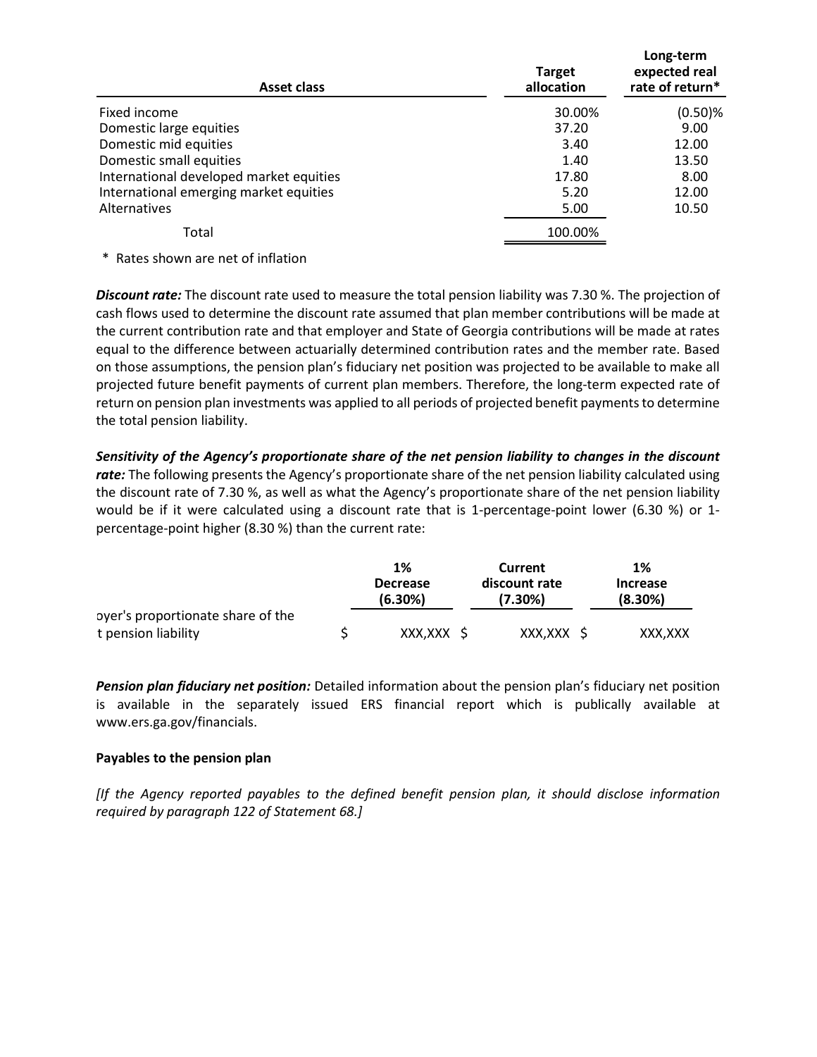| Asset class | Target allocation | Long-term expected real rate of return* |
|---|---|---|
| Fixed income | 30.00% | (0.50)% |
| Domestic large equities | 37.20 | 9.00 |
| Domestic mid equities | 3.40 | 12.00 |
| Domestic small equities | 1.40 | 13.50 |
| International developed market equities | 17.80 | 8.00 |
| International emerging market equities | 5.20 | 12.00 |
| Alternatives | 5.00 | 10.50 |
| Total | 100.00% | |

* Rates shown are net of inflation

***Discount rate:*** The discount rate used to measure the total pension liability was 7.30 %. The projection of cash flows used to determine the discount rate assumed that plan member contributions will be made at the current contribution rate and that employer and State of Georgia contributions will be made at rates equal to the difference between actuarially determined contribution rates and the member rate. Based on those assumptions, the pension plan's fiduciary net position was projected to be available to make all projected future benefit payments of current plan members. Therefore, the long-term expected rate of return on pension plan investments was applied to all periods of projected benefit payments to determine the total pension liability.

***Sensitivity of the Agency's proportionate share of the net pension liability to changes in the discount rate:*** The following presents the Agency's proportionate share of the net pension liability calculated using the discount rate of 7.30 %, as well as what the Agency's proportionate share of the net pension liability would be if it were calculated using a discount rate that is 1-percentage-point lower (6.30 %) or 1-percentage-point higher (8.30 %) than the current rate:

| | 1% Decrease (6.30%) | Current discount rate (7.30%) | 1% Increase (8.30%) |
|---|---|---|---|
| oyer's proportionate share of the t pension liability | $ XXX,XXX | $ XXX,XXX | $ XXX,XXX |

***Pension plan fiduciary net position:*** Detailed information about the pension plan's fiduciary net position is available in the separately issued ERS financial report which is publically available at www.ers.ga.gov/financials.

**Payables to the pension plan**

*[If the Agency reported payables to the defined benefit pension plan, it should disclose information required by paragraph 122 of Statement 68.]*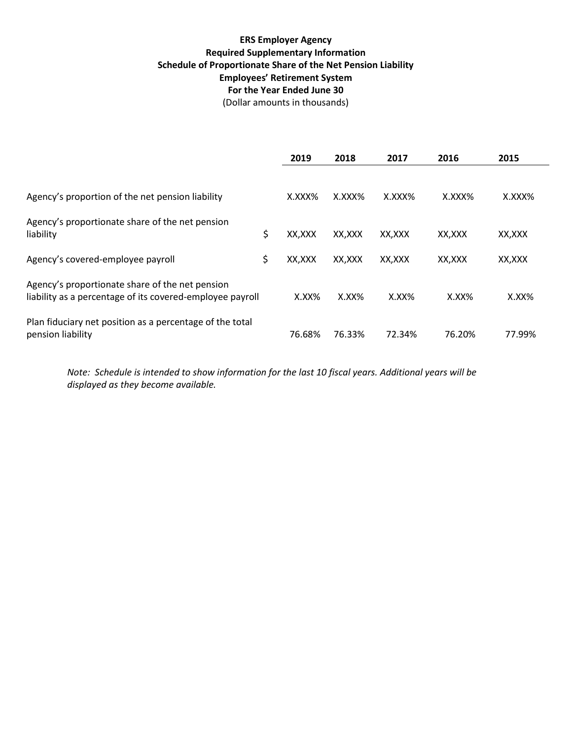**ERS Employer Agency**
**Required Supplementary Information**
**Schedule of Proportionate Share of the Net Pension Liability**
**Employees' Retirement System**
**For the Year Ended June 30**
(Dollar amounts in thousands)

| | | 2019 | 2018 | 2017 | 2016 | 2015 |
|---|---|---|---|---|---|---|
| Agency's proportion of the net pension liability | | X.XXX% | X.XXX% | X.XXX% | X.XXX% | X.XXX% |
| Agency's proportionate share of the net pension liability | $ | XX,XXX | XX,XXX | XX,XXX | XX,XXX | XX,XXX |
| Agency's covered-employee payroll | $ | XX,XXX | XX,XXX | XX,XXX | XX,XXX | XX,XXX |
| Agency's proportionate share of the net pension liability as a percentage of its covered-employee payroll | | X.XX% | X.XX% | X.XX% | X.XX% | X.XX% |
| Plan fiduciary net position as a percentage of the total pension liability | | 76.68% | 76.33% | 72.34% | 76.20% | 77.99% |

*Note: Schedule is intended to show information for the last 10 fiscal years. Additional years will be displayed as they become available.*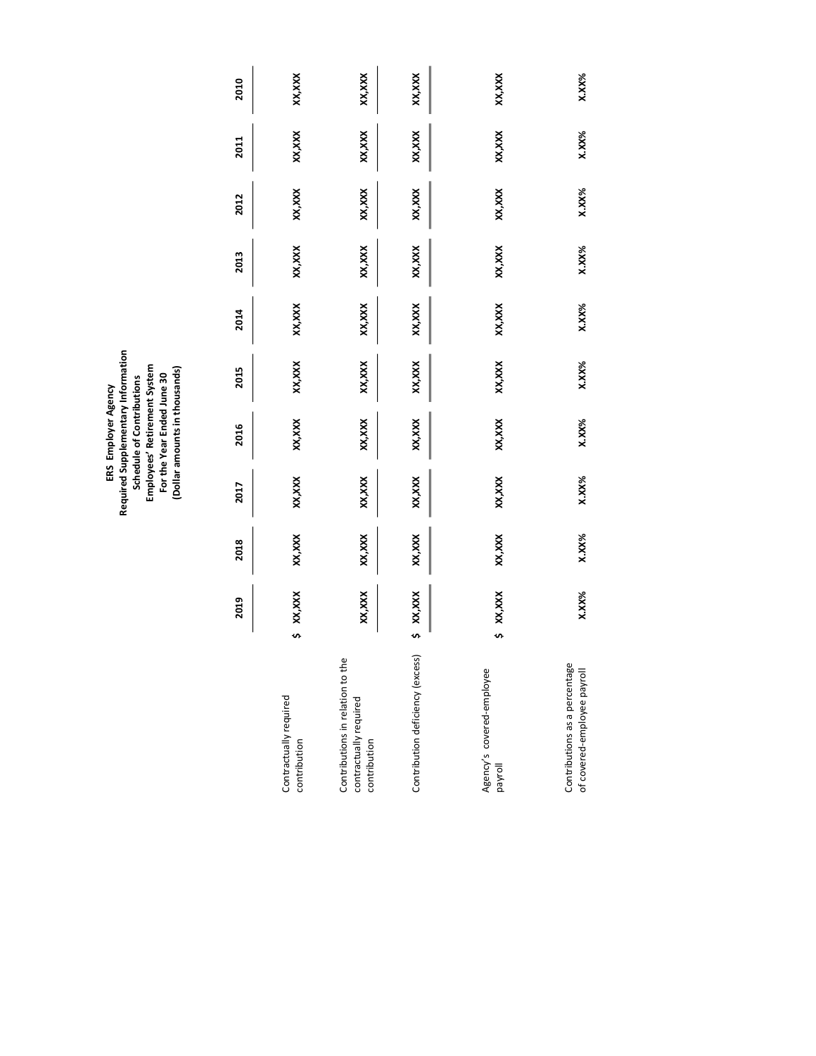**ERS Employer Agency**
**Required Supplementary Information**
**Schedule of Contributions**
**Employees' Retirement System**
**For the Year Ended June 30**
**(Dollar amounts in thousands)**

| | 2019 | 2018 | 2017 | 2016 | 2015 | 2014 | 2013 | 2012 | 2011 | 2010 |
|---|---|---|---|---|---|---|---|---|---|---|
| Contractually required contribution | $ XX,XXX | XX,XXX | XX,XXX | XX,XXX | XX,XXX | XX,XXX | XX,XXX | XX,XXX | XX,XXX | XX,XXX |
| Contributions in relation to the contractually required contribution | XX,XXX | XX,XXX | XX,XXX | XX,XXX | XX,XXX | XX,XXX | XX,XXX | XX,XXX | XX,XXX | XX,XXX |
| Contribution deficiency (excess) | $ XX,XXX | XX,XXX | XX,XXX | XX,XXX | XX,XXX | XX,XXX | XX,XXX | XX,XXX | XX,XXX | XX,XXX |
| Agency's covered-employee payroll | $ XX,XXX | XX,XXX | XX,XXX | XX,XXX | XX,XXX | XX,XXX | XX,XXX | XX,XXX | XX,XXX | XX,XXX |
| Contributions as a percentage of covered-employee payroll | X.XX% | X.XX% | X.XX% | X.XX% | X.XX% | X.XX% | X.XX% | X.XX% | X.XX% | X.XX% |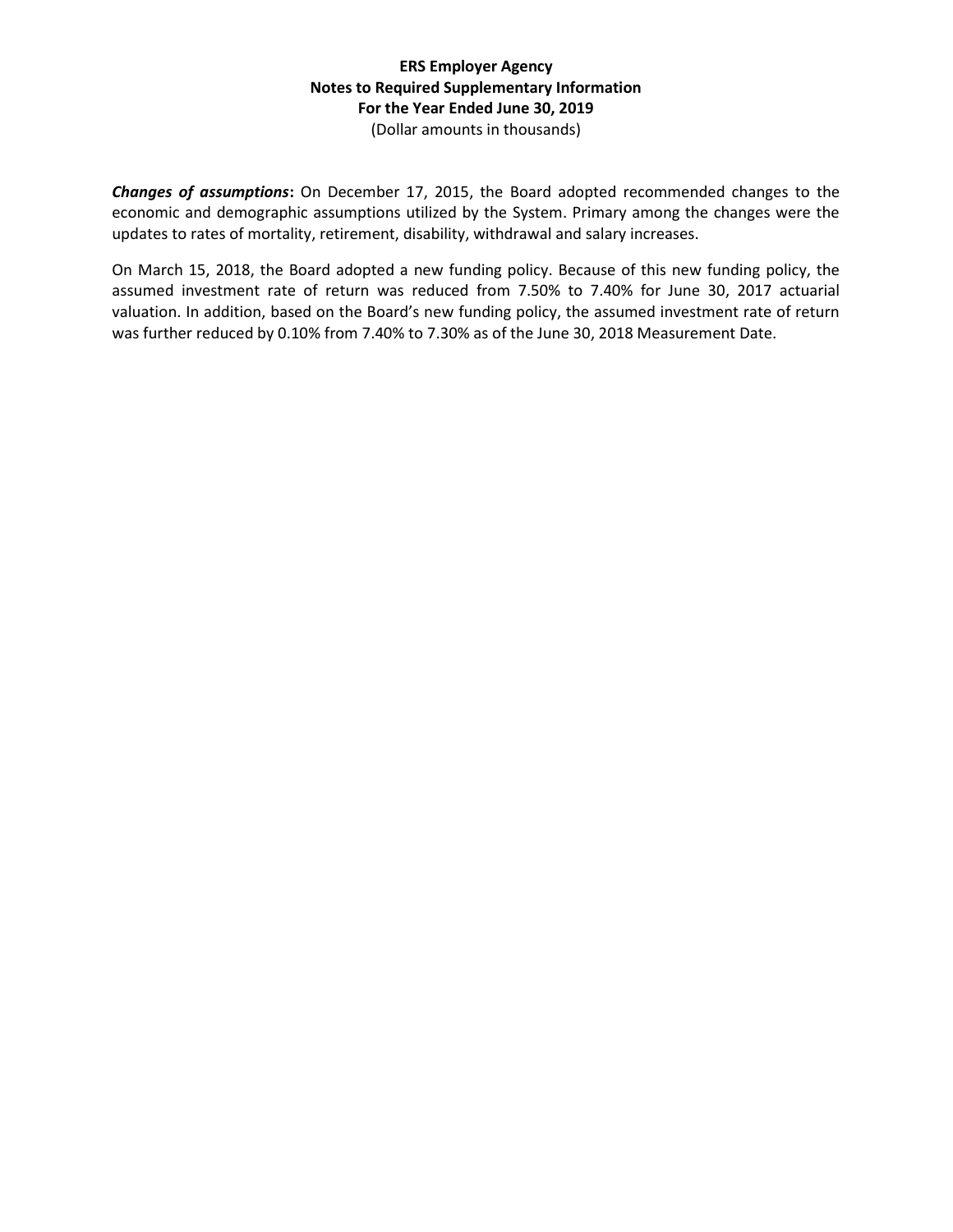**ERS Employer Agency**
**Notes to Required Supplementary Information**
**For the Year Ended June 30, 2019**
(Dollar amounts in thousands)

***Changes of assumptions*:** On December 17, 2015, the Board adopted recommended changes to the economic and demographic assumptions utilized by the System. Primary among the changes were the updates to rates of mortality, retirement, disability, withdrawal and salary increases.

On March 15, 2018, the Board adopted a new funding policy. Because of this new funding policy, the assumed investment rate of return was reduced from 7.50% to 7.40% for June 30, 2017 actuarial valuation. In addition, based on the Board's new funding policy, the assumed investment rate of return was further reduced by 0.10% from 7.40% to 7.30% as of the June 30, 2018 Measurement Date.